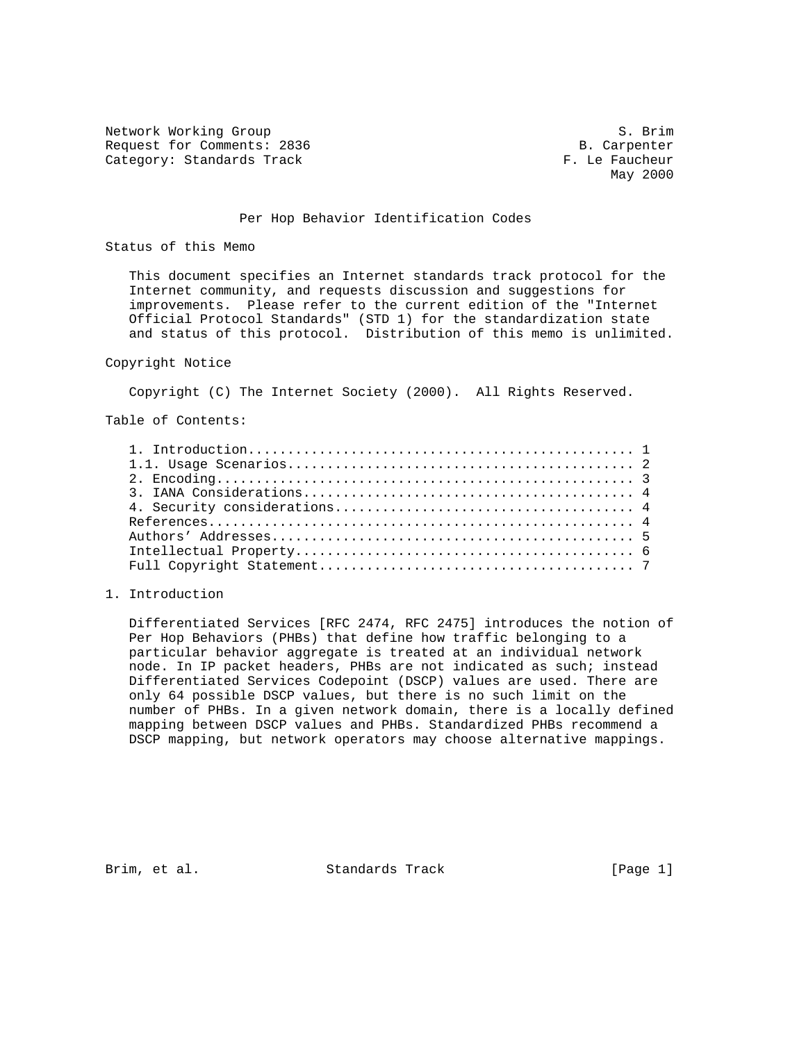Network Working Group                                            S. Brim
Request for Comments: 2836                                  B. Carpenter
Category: Standards Track                                 F. Le Faucheur
                                                                May 2000

# Per Hop Behavior Identification Codes

## Status of this Memo

This document specifies an Internet standards track protocol for the Internet community, and requests discussion and suggestions for improvements. Please refer to the current edition of the "Internet Official Protocol Standards" (STD 1) for the standardization state and status of this protocol. Distribution of this memo is unlimited.

## Copyright Notice

Copyright (C) The Internet Society (2000). All Rights Reserved.

## Table of Contents:

1. Introduction................................................ 1
1.1. Usage Scenarios........................................... 2
2. Encoding.................................................... 3
3. IANA Considerations......................................... 4
4. Security considerations..................................... 4
References..................................................... 4
Authors' Addresses............................................. 5
Intellectual Property.......................................... 6
Full Copyright Statement....................................... 7

## 1. Introduction

Differentiated Services [RFC 2474, RFC 2475] introduces the notion of Per Hop Behaviors (PHBs) that define how traffic belonging to a particular behavior aggregate is treated at an individual network node. In IP packet headers, PHBs are not indicated as such; instead Differentiated Services Codepoint (DSCP) values are used. There are only 64 possible DSCP values, but there is no such limit on the number of PHBs. In a given network domain, there is a locally defined mapping between DSCP values and PHBs. Standardized PHBs recommend a DSCP mapping, but network operators may choose alternative mappings.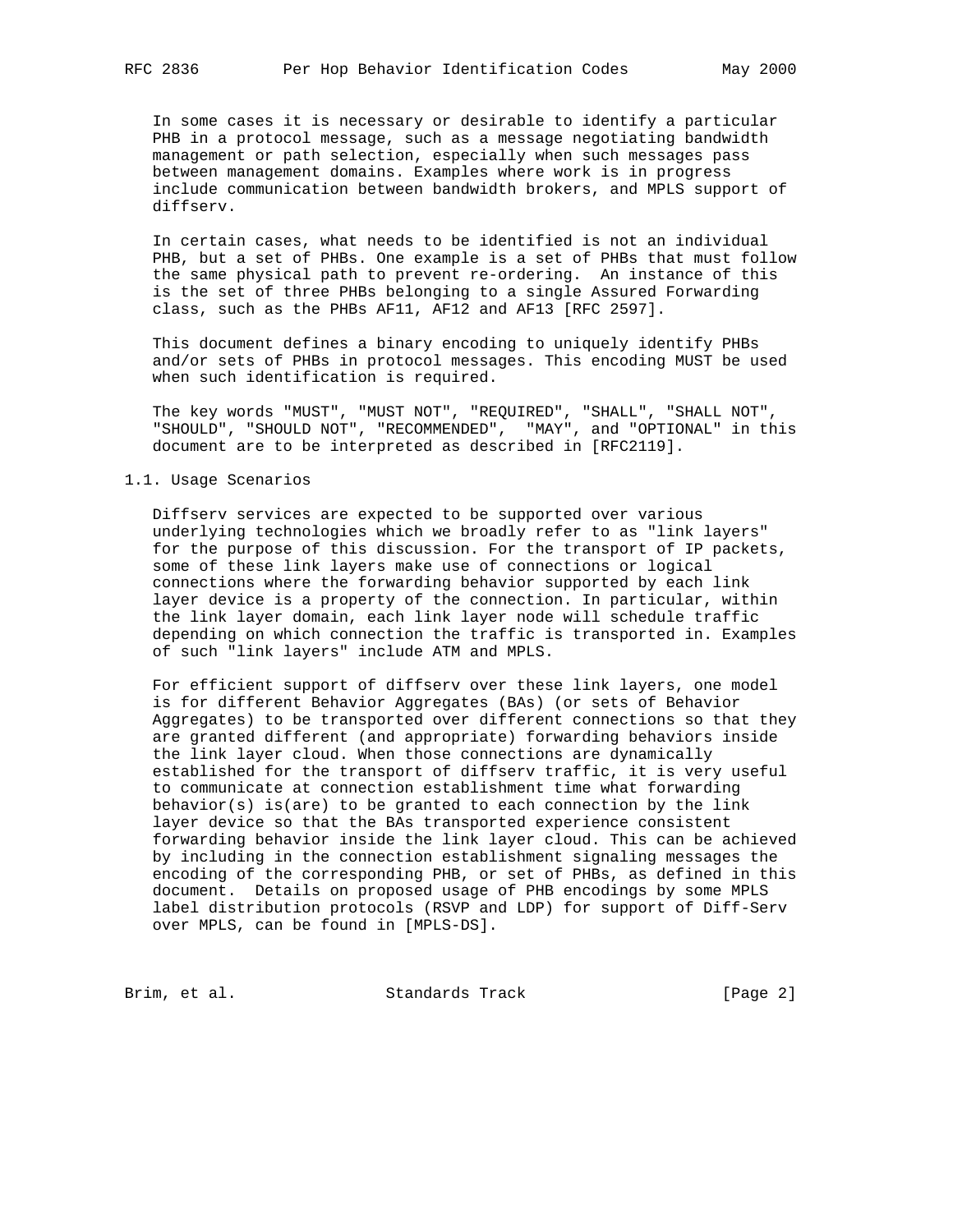In some cases it is necessary or desirable to identify a particular PHB in a protocol message, such as a message negotiating bandwidth management or path selection, especially when such messages pass between management domains. Examples where work is in progress include communication between bandwidth brokers, and MPLS support of diffserv.

In certain cases, what needs to be identified is not an individual PHB, but a set of PHBs. One example is a set of PHBs that must follow the same physical path to prevent re-ordering. An instance of this is the set of three PHBs belonging to a single Assured Forwarding class, such as the PHBs AF11, AF12 and AF13 [RFC 2597].

This document defines a binary encoding to uniquely identify PHBs and/or sets of PHBs in protocol messages. This encoding MUST be used when such identification is required.

The key words "MUST", "MUST NOT", "REQUIRED", "SHALL", "SHALL NOT", "SHOULD", "SHOULD NOT", "RECOMMENDED", "MAY", and "OPTIONAL" in this document are to be interpreted as described in [RFC2119].

## 1.1. Usage Scenarios

Diffserv services are expected to be supported over various underlying technologies which we broadly refer to as "link layers" for the purpose of this discussion. For the transport of IP packets, some of these link layers make use of connections or logical connections where the forwarding behavior supported by each link layer device is a property of the connection. In particular, within the link layer domain, each link layer node will schedule traffic depending on which connection the traffic is transported in. Examples of such "link layers" include ATM and MPLS.

For efficient support of diffserv over these link layers, one model is for different Behavior Aggregates (BAs) (or sets of Behavior Aggregates) to be transported over different connections so that they are granted different (and appropriate) forwarding behaviors inside the link layer cloud. When those connections are dynamically established for the transport of diffserv traffic, it is very useful to communicate at connection establishment time what forwarding behavior(s) is(are) to be granted to each connection by the link layer device so that the BAs transported experience consistent forwarding behavior inside the link layer cloud. This can be achieved by including in the connection establishment signaling messages the encoding of the corresponding PHB, or set of PHBs, as defined in this document. Details on proposed usage of PHB encodings by some MPLS label distribution protocols (RSVP and LDP) for support of Diff-Serv over MPLS, can be found in [MPLS-DS].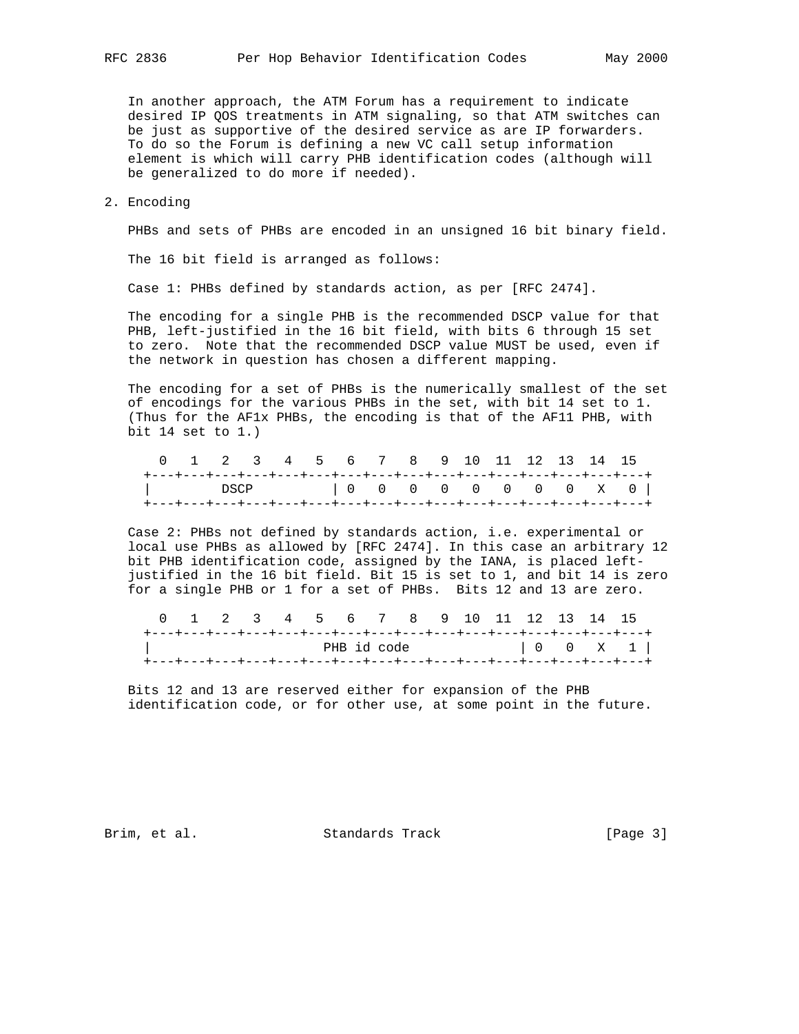In another approach, the ATM Forum has a requirement to indicate desired IP QOS treatments in ATM signaling, so that ATM switches can be just as supportive of the desired service as are IP forwarders. To do so the Forum is defining a new VC call setup information element is which will carry PHB identification codes (although will be generalized to do more if needed).

## 2. Encoding

PHBs and sets of PHBs are encoded in an unsigned 16 bit binary field.

The 16 bit field is arranged as follows:

Case 1: PHBs defined by standards action, as per [RFC 2474].

The encoding for a single PHB is the recommended DSCP value for that PHB, left-justified in the 16 bit field, with bits 6 through 15 set to zero. Note that the recommended DSCP value MUST be used, even if the network in question has chosen a different mapping.

The encoding for a set of PHBs is the numerically smallest of the set of encodings for the various PHBs in the set, with bit 14 set to 1. (Thus for the AF1x PHBs, the encoding is that of the AF11 PHB, with bit 14 set to 1.)

```
  0   1   2   3   4   5   6   7   8   9  10  11  12  13  14  15
+---+---+---+---+---+---+---+---+---+---+---+---+---+---+---+---+
|         DSCP          | 0   0   0   0   0   0   0   0   X   0 |
+---+---+---+---+---+---+---+---+---+---+---+---+---+---+---+---+
```

Case 2: PHBs not defined by standards action, i.e. experimental or local use PHBs as allowed by [RFC 2474]. In this case an arbitrary 12 bit PHB identification code, assigned by the IANA, is placed left-justified in the 16 bit field. Bit 15 is set to 1, and bit 14 is zero for a single PHB or 1 for a set of PHBs. Bits 12 and 13 are zero.

```
  0   1   2   3   4   5   6   7   8   9  10  11  12  13  14  15
+---+---+---+---+---+---+---+---+---+---+---+---+---+---+---+---+
|                    PHB id code                | 0   0   X   1 |
+---+---+---+---+---+---+---+---+---+---+---+---+---+---+---+---+
```

Bits 12 and 13 are reserved either for expansion of the PHB identification code, or for other use, at some point in the future.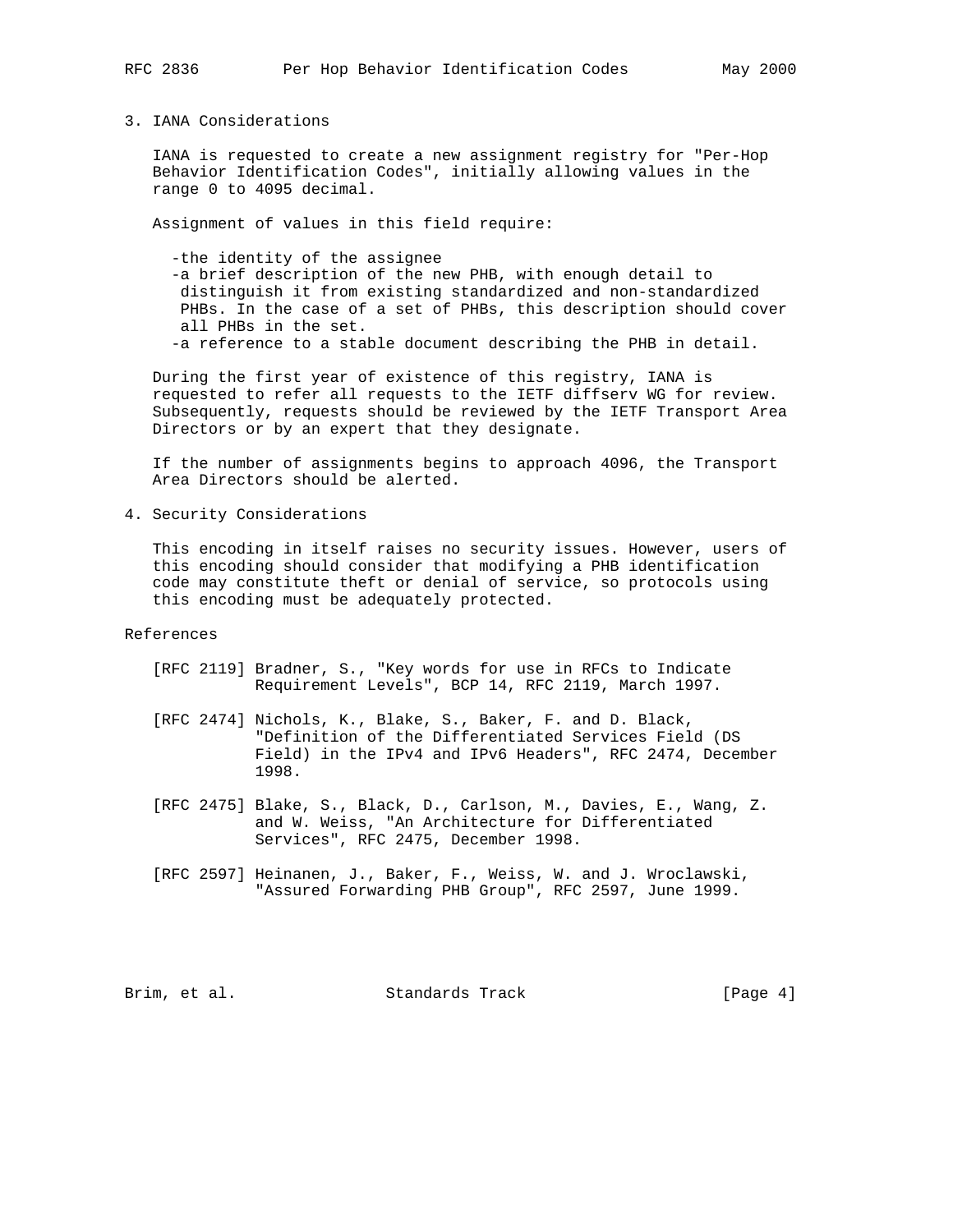## 3. IANA Considerations

IANA is requested to create a new assignment registry for "Per-Hop Behavior Identification Codes", initially allowing values in the range 0 to 4095 decimal.

Assignment of values in this field require:

- the identity of the assignee
- a brief description of the new PHB, with enough detail to distinguish it from existing standardized and non-standardized PHBs. In the case of a set of PHBs, this description should cover all PHBs in the set.
- a reference to a stable document describing the PHB in detail.

During the first year of existence of this registry, IANA is requested to refer all requests to the IETF diffserv WG for review. Subsequently, requests should be reviewed by the IETF Transport Area Directors or by an expert that they designate.

If the number of assignments begins to approach 4096, the Transport Area Directors should be alerted.

## 4. Security Considerations

This encoding in itself raises no security issues. However, users of this encoding should consider that modifying a PHB identification code may constitute theft or denial of service, so protocols using this encoding must be adequately protected.

## References

[RFC 2119] Bradner, S., "Key words for use in RFCs to Indicate Requirement Levels", BCP 14, RFC 2119, March 1997.

[RFC 2474] Nichols, K., Blake, S., Baker, F. and D. Black, "Definition of the Differentiated Services Field (DS Field) in the IPv4 and IPv6 Headers", RFC 2474, December 1998.

[RFC 2475] Blake, S., Black, D., Carlson, M., Davies, E., Wang, Z. and W. Weiss, "An Architecture for Differentiated Services", RFC 2475, December 1998.

[RFC 2597] Heinanen, J., Baker, F., Weiss, W. and J. Wroclawski, "Assured Forwarding PHB Group", RFC 2597, June 1999.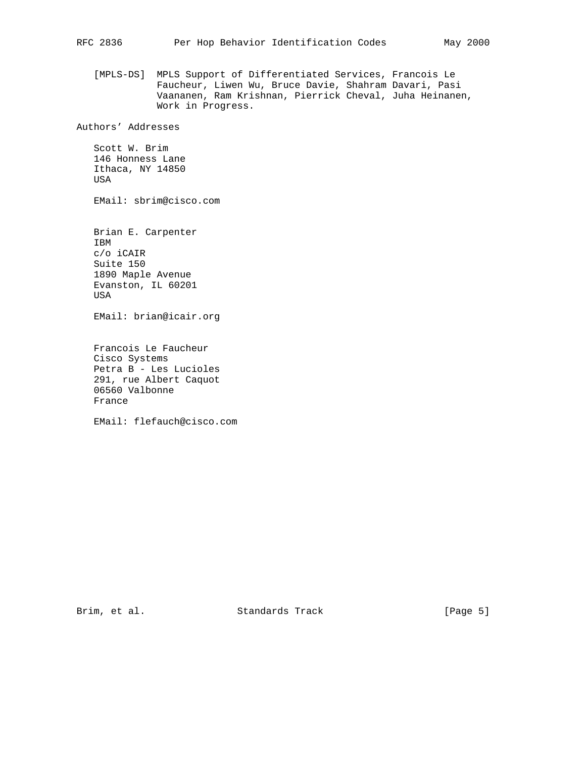[MPLS-DS] MPLS Support of Differentiated Services, Francois Le Faucheur, Liwen Wu, Bruce Davie, Shahram Davari, Pasi Vaananen, Ram Krishnan, Pierrick Cheval, Juha Heinanen, Work in Progress.

## Authors' Addresses

Scott W. Brim
146 Honness Lane
Ithaca, NY 14850
USA

EMail: sbrim@cisco.com

Brian E. Carpenter
IBM
c/o iCAIR
Suite 150
1890 Maple Avenue
Evanston, IL 60201
USA

EMail: brian@icair.org

Francois Le Faucheur
Cisco Systems
Petra B - Les Lucioles
291, rue Albert Caquot
06560 Valbonne
France

EMail: flefauch@cisco.com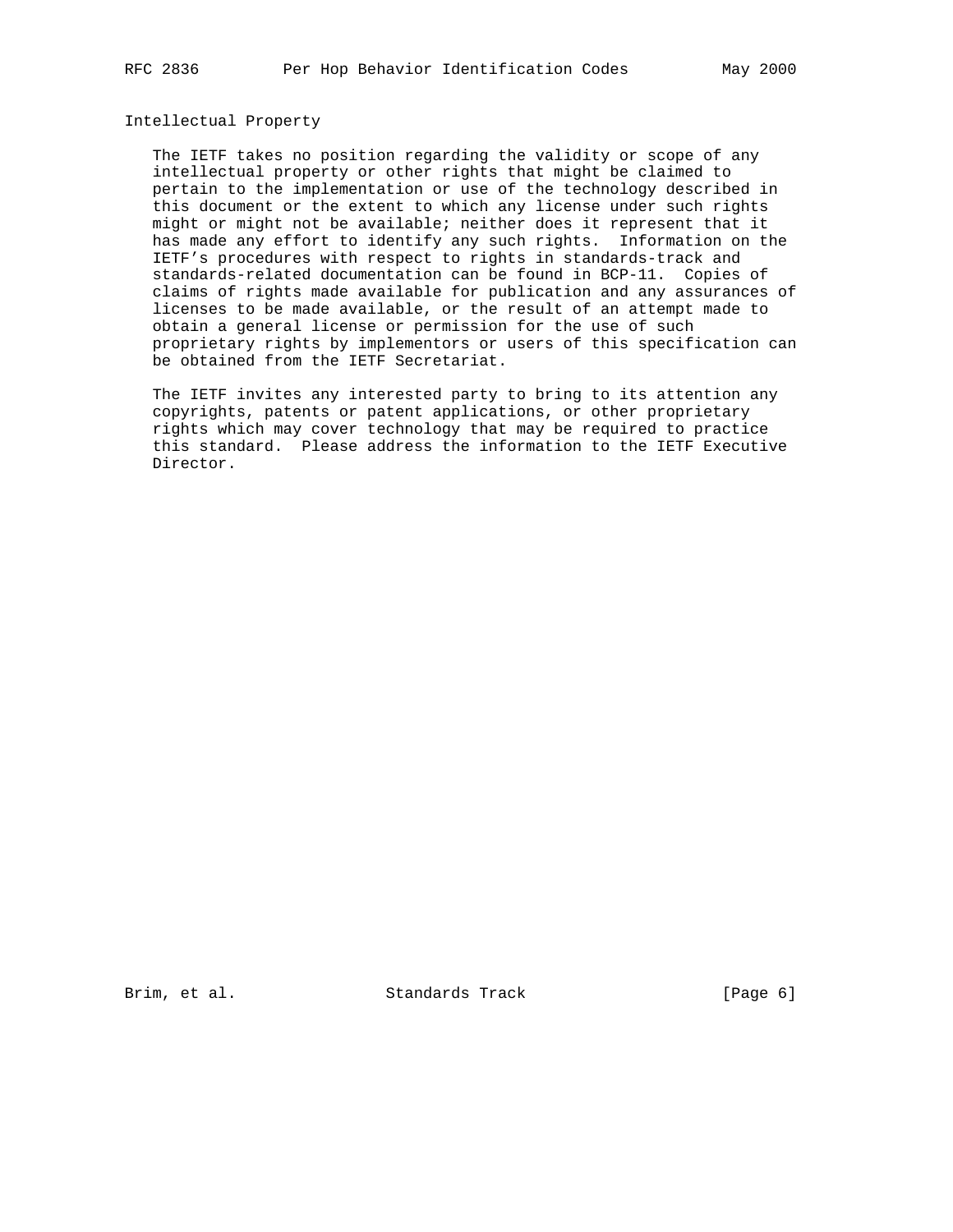## Intellectual Property

The IETF takes no position regarding the validity or scope of any intellectual property or other rights that might be claimed to pertain to the implementation or use of the technology described in this document or the extent to which any license under such rights might or might not be available; neither does it represent that it has made any effort to identify any such rights. Information on the IETF's procedures with respect to rights in standards-track and standards-related documentation can be found in BCP-11. Copies of claims of rights made available for publication and any assurances of licenses to be made available, or the result of an attempt made to obtain a general license or permission for the use of such proprietary rights by implementors or users of this specification can be obtained from the IETF Secretariat.

The IETF invites any interested party to bring to its attention any copyrights, patents or patent applications, or other proprietary rights which may cover technology that may be required to practice this standard. Please address the information to the IETF Executive Director.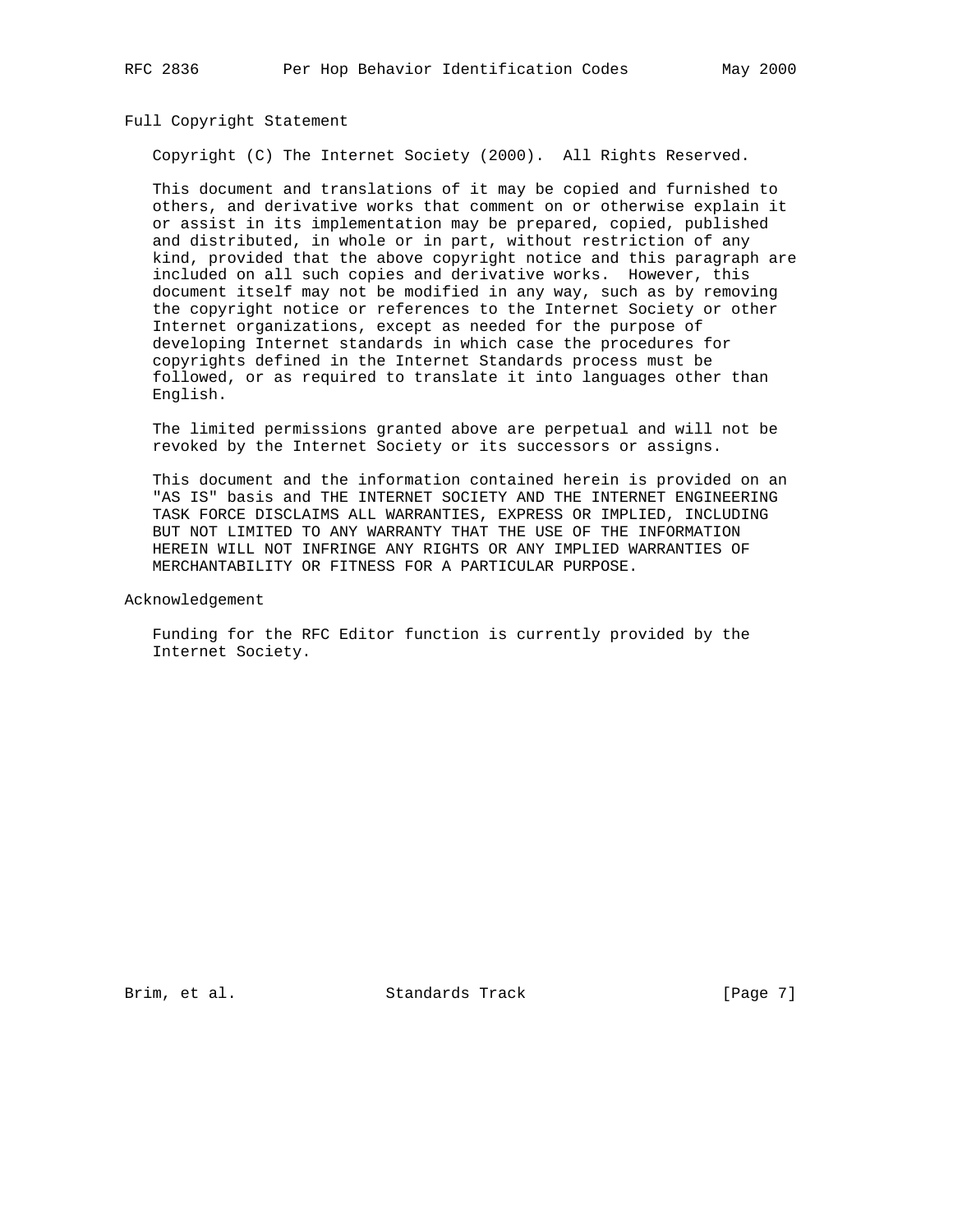## Full Copyright Statement

Copyright (C) The Internet Society (2000). All Rights Reserved.

This document and translations of it may be copied and furnished to others, and derivative works that comment on or otherwise explain it or assist in its implementation may be prepared, copied, published and distributed, in whole or in part, without restriction of any kind, provided that the above copyright notice and this paragraph are included on all such copies and derivative works. However, this document itself may not be modified in any way, such as by removing the copyright notice or references to the Internet Society or other Internet organizations, except as needed for the purpose of developing Internet standards in which case the procedures for copyrights defined in the Internet Standards process must be followed, or as required to translate it into languages other than English.

The limited permissions granted above are perpetual and will not be revoked by the Internet Society or its successors or assigns.

This document and the information contained herein is provided on an "AS IS" basis and THE INTERNET SOCIETY AND THE INTERNET ENGINEERING TASK FORCE DISCLAIMS ALL WARRANTIES, EXPRESS OR IMPLIED, INCLUDING BUT NOT LIMITED TO ANY WARRANTY THAT THE USE OF THE INFORMATION HEREIN WILL NOT INFRINGE ANY RIGHTS OR ANY IMPLIED WARRANTIES OF MERCHANTABILITY OR FITNESS FOR A PARTICULAR PURPOSE.

## Acknowledgement

Funding for the RFC Editor function is currently provided by the Internet Society.